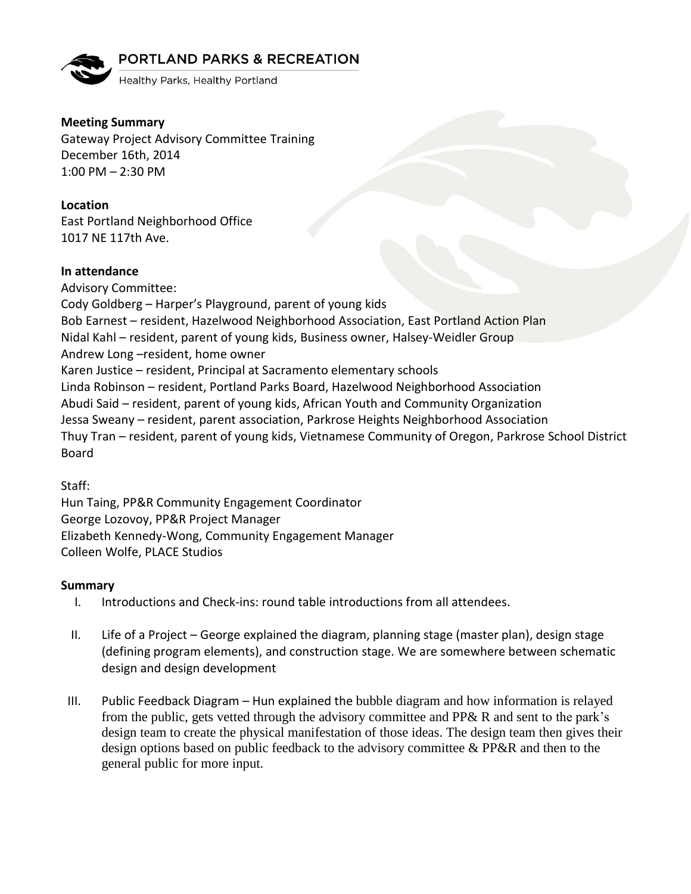PORTLAND PARKS & RECREATION

Healthy Parks, Healthy Portland

**Meeting Summary**
Gateway Project Advisory Committee Training
December 16th, 2014
1:00 PM – 2:30 PM

**Location**
East Portland Neighborhood Office
1017 NE 117th Ave.

**In attendance**
Advisory Committee:
Cody Goldberg – Harper's Playground, parent of young kids
Bob Earnest – resident, Hazelwood Neighborhood Association, East Portland Action Plan
Nidal Kahl – resident, parent of young kids, Business owner, Halsey-Weidler Group
Andrew Long –resident, home owner
Karen Justice – resident, Principal at Sacramento elementary schools
Linda Robinson – resident, Portland Parks Board, Hazelwood Neighborhood Association
Abudi Said – resident, parent of young kids, African Youth and Community Organization
Jessa Sweany – resident, parent association, Parkrose Heights Neighborhood Association
Thuy Tran – resident, parent of young kids, Vietnamese Community of Oregon, Parkrose School District Board

Staff:
Hun Taing, PP&R Community Engagement Coordinator
George Lozovoy, PP&R Project Manager
Elizabeth Kennedy-Wong, Community Engagement Manager
Colleen Wolfe, PLACE Studios

**Summary**

I. Introductions and Check-ins: round table introductions from all attendees.

II. Life of a Project – George explained the diagram, planning stage (master plan), design stage (defining program elements), and construction stage. We are somewhere between schematic design and design development

III. Public Feedback Diagram – Hun explained the bubble diagram and how information is relayed from the public, gets vetted through the advisory committee and PP& R and sent to the park's design team to create the physical manifestation of those ideas. The design team then gives their design options based on public feedback to the advisory committee & PP&R and then to the general public for more input.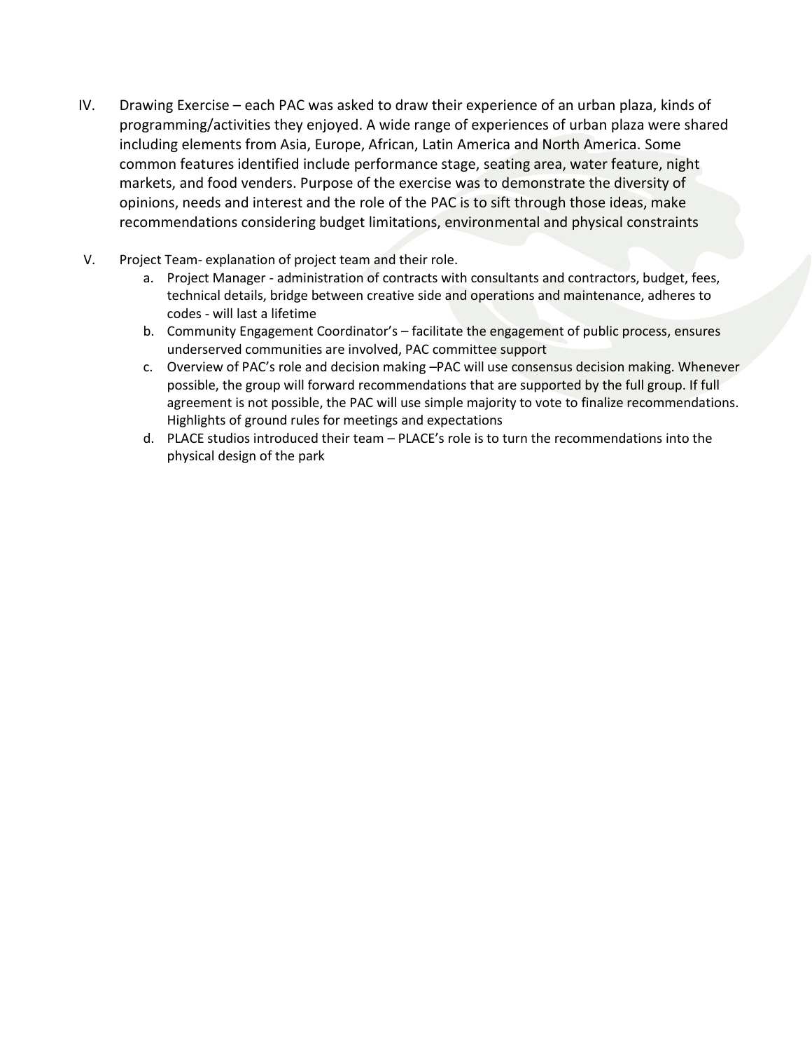IV. Drawing Exercise – each PAC was asked to draw their experience of an urban plaza, kinds of programming/activities they enjoyed. A wide range of experiences of urban plaza were shared including elements from Asia, Europe, African, Latin America and North America. Some common features identified include performance stage, seating area, water feature, night markets, and food venders. Purpose of the exercise was to demonstrate the diversity of opinions, needs and interest and the role of the PAC is to sift through those ideas, make recommendations considering budget limitations, environmental and physical constraints

V. Project Team- explanation of project team and their role.

   a. Project Manager - administration of contracts with consultants and contractors, budget, fees, technical details, bridge between creative side and operations and maintenance, adheres to codes - will last a lifetime
   b. Community Engagement Coordinator's – facilitate the engagement of public process, ensures underserved communities are involved, PAC committee support
   c. Overview of PAC's role and decision making –PAC will use consensus decision making. Whenever possible, the group will forward recommendations that are supported by the full group. If full agreement is not possible, the PAC will use simple majority to vote to finalize recommendations. Highlights of ground rules for meetings and expectations
   d. PLACE studios introduced their team – PLACE's role is to turn the recommendations into the physical design of the park